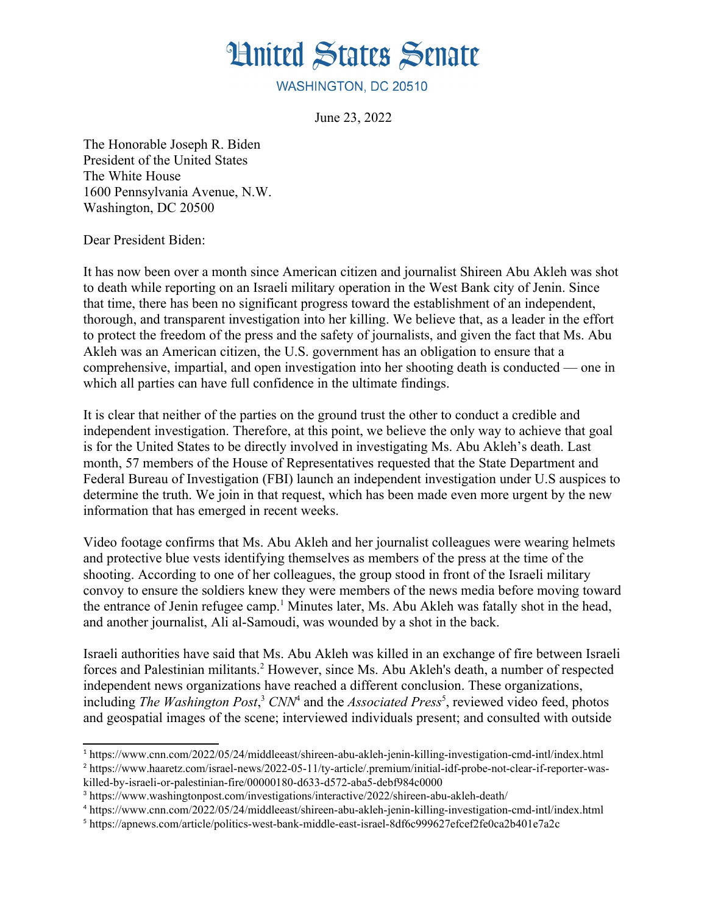# United States Senate

WASHINGTON, DC 20510

June 23, 2022

The Honorable Joseph R. Biden
President of the United States
The White House
1600 Pennsylvania Avenue, N.W.
Washington, DC 20500

Dear President Biden:

It has now been over a month since American citizen and journalist Shireen Abu Akleh was shot to death while reporting on an Israeli military operation in the West Bank city of Jenin. Since that time, there has been no significant progress toward the establishment of an independent, thorough, and transparent investigation into her killing. We believe that, as a leader in the effort to protect the freedom of the press and the safety of journalists, and given the fact that Ms. Abu Akleh was an American citizen, the U.S. government has an obligation to ensure that a comprehensive, impartial, and open investigation into her shooting death is conducted — one in which all parties can have full confidence in the ultimate findings.

It is clear that neither of the parties on the ground trust the other to conduct a credible and independent investigation. Therefore, at this point, we believe the only way to achieve that goal is for the United States to be directly involved in investigating Ms. Abu Akleh's death. Last month, 57 members of the House of Representatives requested that the State Department and Federal Bureau of Investigation (FBI) launch an independent investigation under U.S auspices to determine the truth. We join in that request, which has been made even more urgent by the new information that has emerged in recent weeks.

Video footage confirms that Ms. Abu Akleh and her journalist colleagues were wearing helmets and protective blue vests identifying themselves as members of the press at the time of the shooting. According to one of her colleagues, the group stood in front of the Israeli military convoy to ensure the soldiers knew they were members of the news media before moving toward the entrance of Jenin refugee camp.[1] Minutes later, Ms. Abu Akleh was fatally shot in the head, and another journalist, Ali al-Samoudi, was wounded by a shot in the back.

Israeli authorities have said that Ms. Abu Akleh was killed in an exchange of fire between Israeli forces and Palestinian militants.[2] However, since Ms. Abu Akleh's death, a number of respected independent news organizations have reached a different conclusion. These organizations, including *The Washington Post*,[3] *CNN*[4] and the *Associated Press*[5], reviewed video feed, photos and geospatial images of the scene; interviewed individuals present; and consulted with outside

[1] https://cnn.com/2022/05/24/middleeast/shireen-abu-akleh-jenin-killing-investigation-cmd-intl/index.html
[2] https://www.haaretz.com/israel-news/2022-05-11/ty-article/.premium/initial-idf-probe-not-clear-if-reporter-was-killed-by-israeli-or-palestinian-fire/00000180-d633-d572-aba5-debf984c0000
[3] https://www.washingtonpost.com/investigations/interactive/2022/shireen-abu-akleh-death/
[4] https://www.cnn.com/2022/05/24/middleeast/shireen-abu-akleh-jenin-killing-investigation-cmd-intl/index.html
[5] https://apnews.com/article/politics-west-bank-middle-east-israel-8df6c999627efcef2fe0ca2b401e7a2c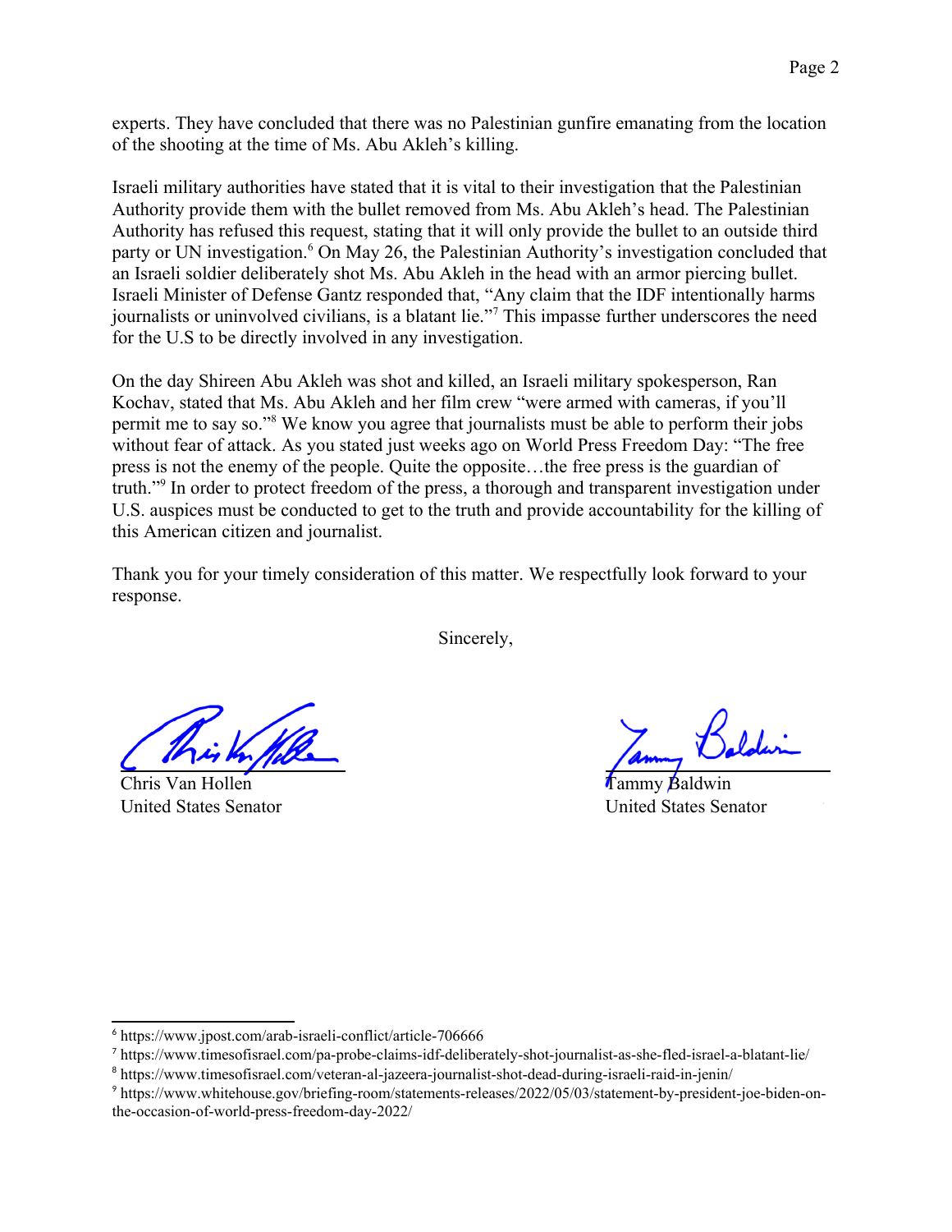experts. They have concluded that there was no Palestinian gunfire emanating from the location of the shooting at the time of Ms. Abu Akleh's killing.

Israeli military authorities have stated that it is vital to their investigation that the Palestinian Authority provide them with the bullet removed from Ms. Abu Akleh's head. The Palestinian Authority has refused this request, stating that it will only provide the bullet to an outside third party or UN investigation.[6] On May 26, the Palestinian Authority's investigation concluded that an Israeli soldier deliberately shot Ms. Abu Akleh in the head with an armor piercing bullet. Israeli Minister of Defense Gantz responded that, "Any claim that the IDF intentionally harms journalists or uninvolved civilians, is a blatant lie."[7] This impasse further underscores the need for the U.S to be directly involved in any investigation.

On the day Shireen Abu Akleh was shot and killed, an Israeli military spokesperson, Ran Kochav, stated that Ms. Abu Akleh and her film crew "were armed with cameras, if you'll permit me to say so."[8] We know you agree that journalists must be able to perform their jobs without fear of attack. As you stated just weeks ago on World Press Freedom Day: "The free press is not the enemy of the people. Quite the opposite…the free press is the guardian of truth."[9] In order to protect freedom of the press, a thorough and transparent investigation under U.S. auspices must be conducted to get to the truth and provide accountability for the killing of this American citizen and journalist.

Thank you for your timely consideration of this matter. We respectfully look forward to your response.

Sincerely,

Chris Van Hollen
United States Senator

Tammy Baldwin
United States Senator

---

[6] https://www.jpost.com/arab-israeli-conflict/article-706666
[7] https://www.timesofisrael.com/pa-probe-claims-idf-deliberately-shot-journalist-as-she-fled-israel-a-blatant-lie/
[8] https://www.timesofisrael.com/veteran-al-jazeera-journalist-shot-dead-during-israeli-raid-in-jenin/
[9] https://www.whitehouse.gov/briefing-room/statements-releases/2022/05/03/statement-by-president-joe-biden-on-the-occasion-of-world-press-freedom-day-2022/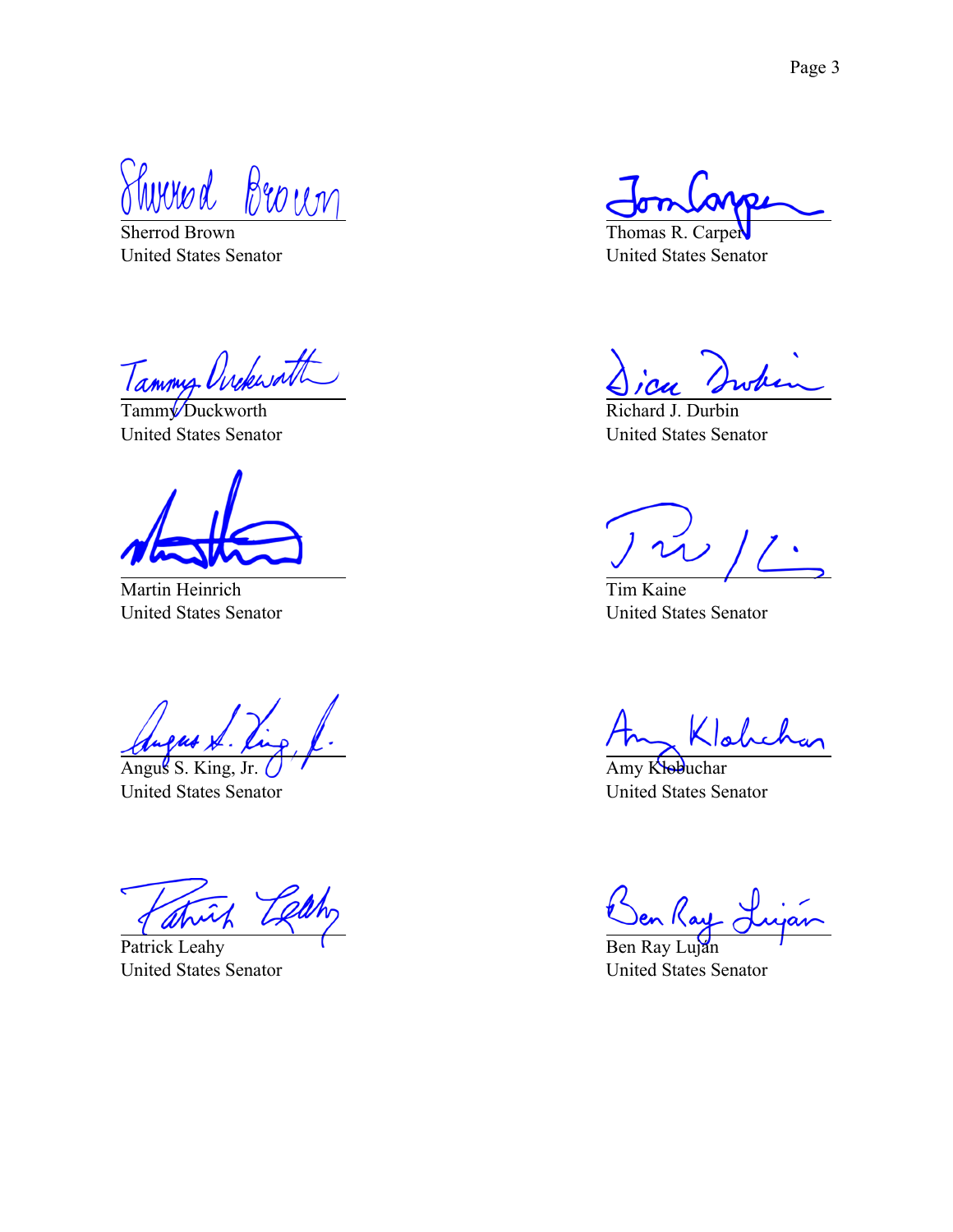Sherrod Brown
United States Senator

Thomas R. Carper
United States Senator

Tammy Duckworth
United States Senator

Richard J. Durbin
United States Senator

Martin Heinrich
United States Senator

Tim Kaine
United States Senator

Angus S. King, Jr.
United States Senator

Amy Klobuchar
United States Senator

Patrick Leahy
United States Senator

Ben Ray Luján
United States Senator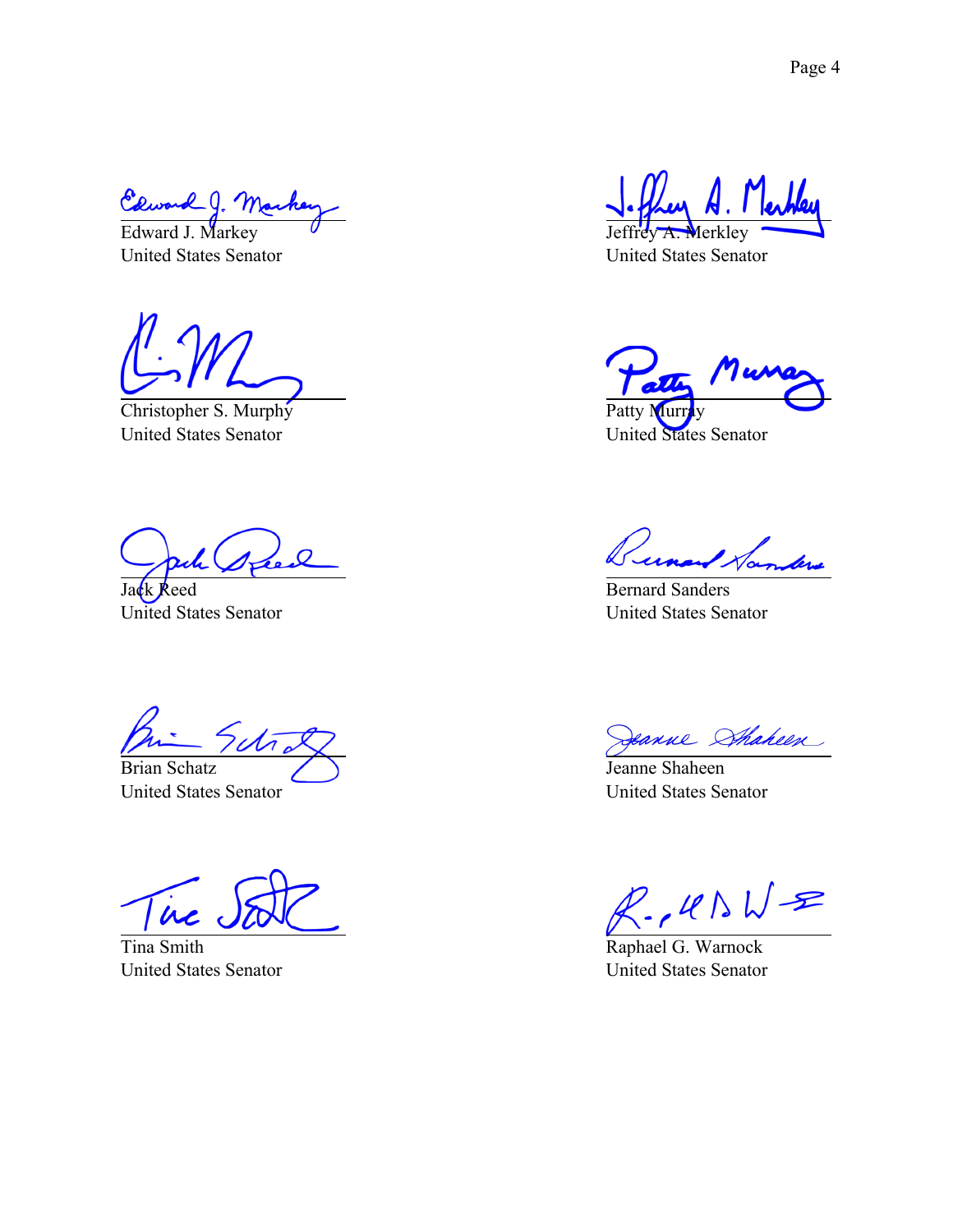Edward J. Markey
United States Senator

Jeffrey A. Merkley
United States Senator

Christopher S. Murphy
United States Senator

Patty Murray
United States Senator

Jack Reed
United States Senator

Bernard Sanders
United States Senator

Brian Schatz
United States Senator

Jeanne Shaheen
United States Senator

Tina Smith
United States Senator

Raphael G. Warnock
United States Senator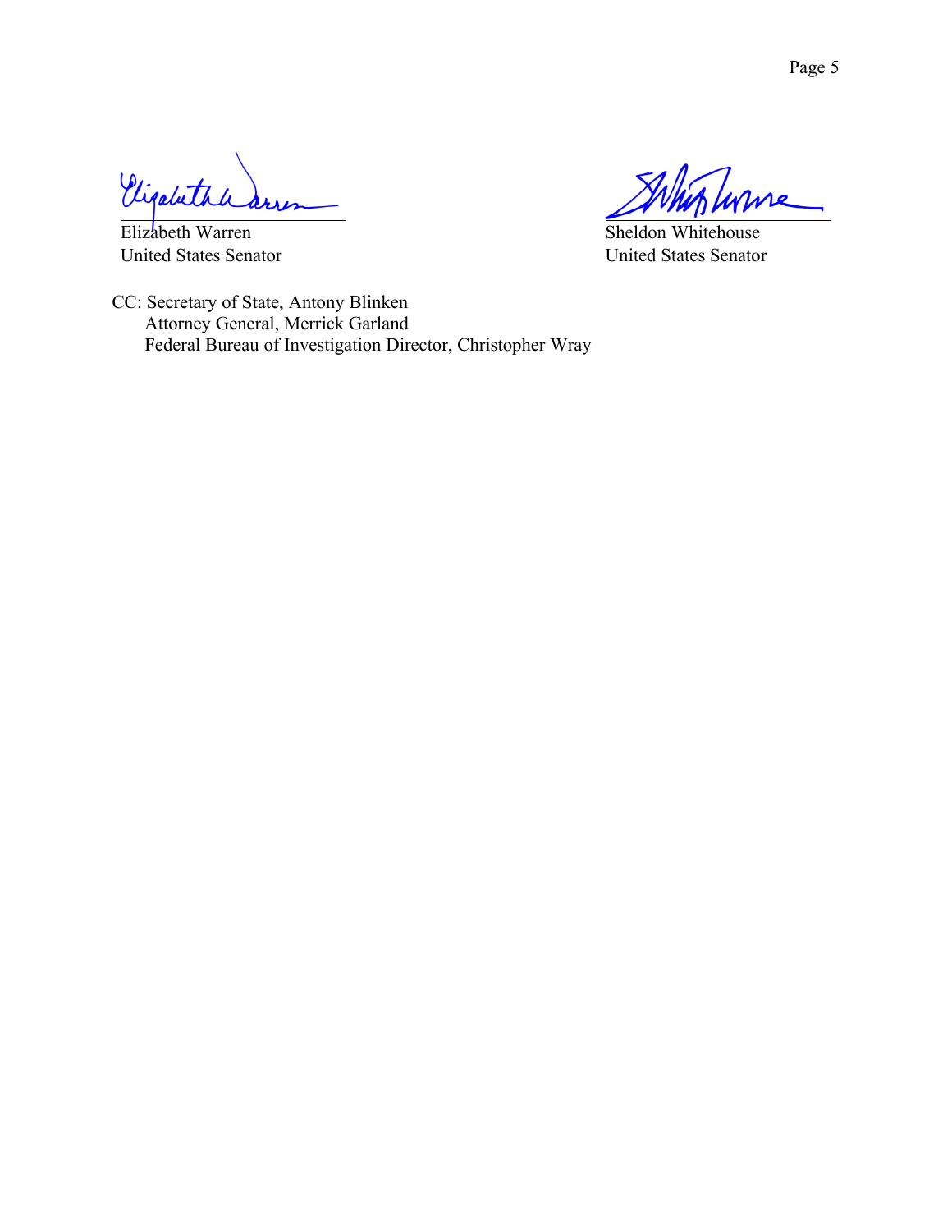Elizabeth Warren
United States Senator

Sheldon Whitehouse
United States Senator

CC: Secretary of State, Antony Blinken
Attorney General, Merrick Garland
Federal Bureau of Investigation Director, Christopher Wray